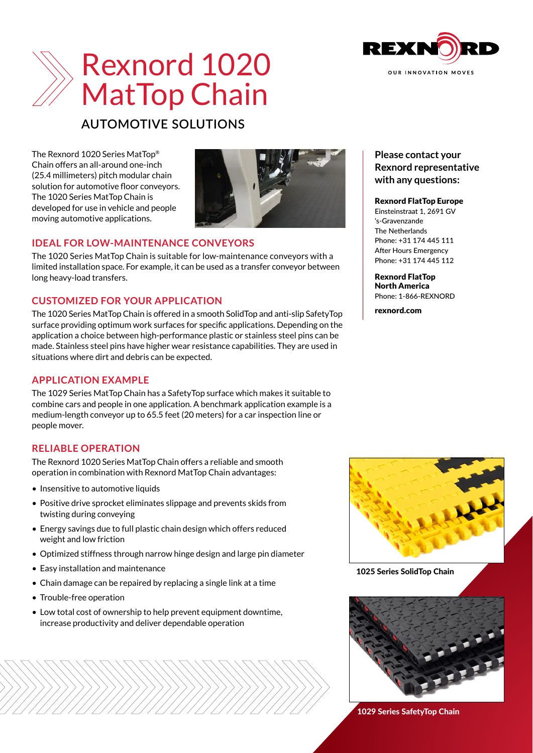# Rexnord 1020 MatTop Chain

## AUTOMOTIVE SOLUTIONS

The Rexnord 1020 Series MatTop® Chain offers an all-around one-inch (25.4 millimeters) pitch modular chain solution for automotive floor conveyors. The 1020 Series MatTop Chain is developed for use in vehicle and people moving automotive applications.

### IDEAL FOR LOW-MAINTENANCE CONVEYORS

The 1020 Series MatTop Chain is suitable for low-maintenance conveyors with a limited installation space. For example, it can be used as a transfer conveyor between long heavy-load transfers.

### CUSTOMIZED FOR YOUR APPLICATION

The 1020 Series MatTop Chain is offered in a smooth SolidTop and anti-slip SafetyTop surface providing optimum work surfaces for specific applications. Depending on the application a choice between high-performance plastic or stainless steel pins can be made. Stainless steel pins have higher wear resistance capabilities. They are used in situations where dirt and debris can be expected.

### APPLICATION EXAMPLE

The 1029 Series MatTop Chain has a SafetyTop surface which makes it suitable to combine cars and people in one application. A benchmark application example is a medium-length conveyor up to 65.5 feet (20 meters) for a car inspection line or people mover.

### RELIABLE OPERATION

The Rexnord 1020 Series MatTop Chain offers a reliable and smooth operation in combination with Rexnord MatTop Chain advantages:

- Insensitive to automotive liquids
- Positive drive sprocket eliminates slippage and prevents skids from twisting during conveying
- Energy savings due to full plastic chain design which offers reduced weight and low friction
- Optimized stiffness through narrow hinge design and large pin diameter
- Easy installation and maintenance
- Chain damage can be repaired by replacing a single link at a time
- Trouble-free operation
- Low total cost of ownership to help prevent equipment downtime, increase productivity and deliver dependable operation

**Please contact your Rexnord representative with any questions:**

**Rexnord FlatTop Europe**
Einsteinstraat 1, 2691 GV
's-Gravenzande
The Netherlands
Phone: +31 174 445 111
After Hours Emergency
Phone: +31 174 445 112

**Rexnord FlatTop North America**
Phone: 1-866-REXNORD

**rexnord.com**

1025 Series SolidTop Chain

1029 Series SafetyTop Chain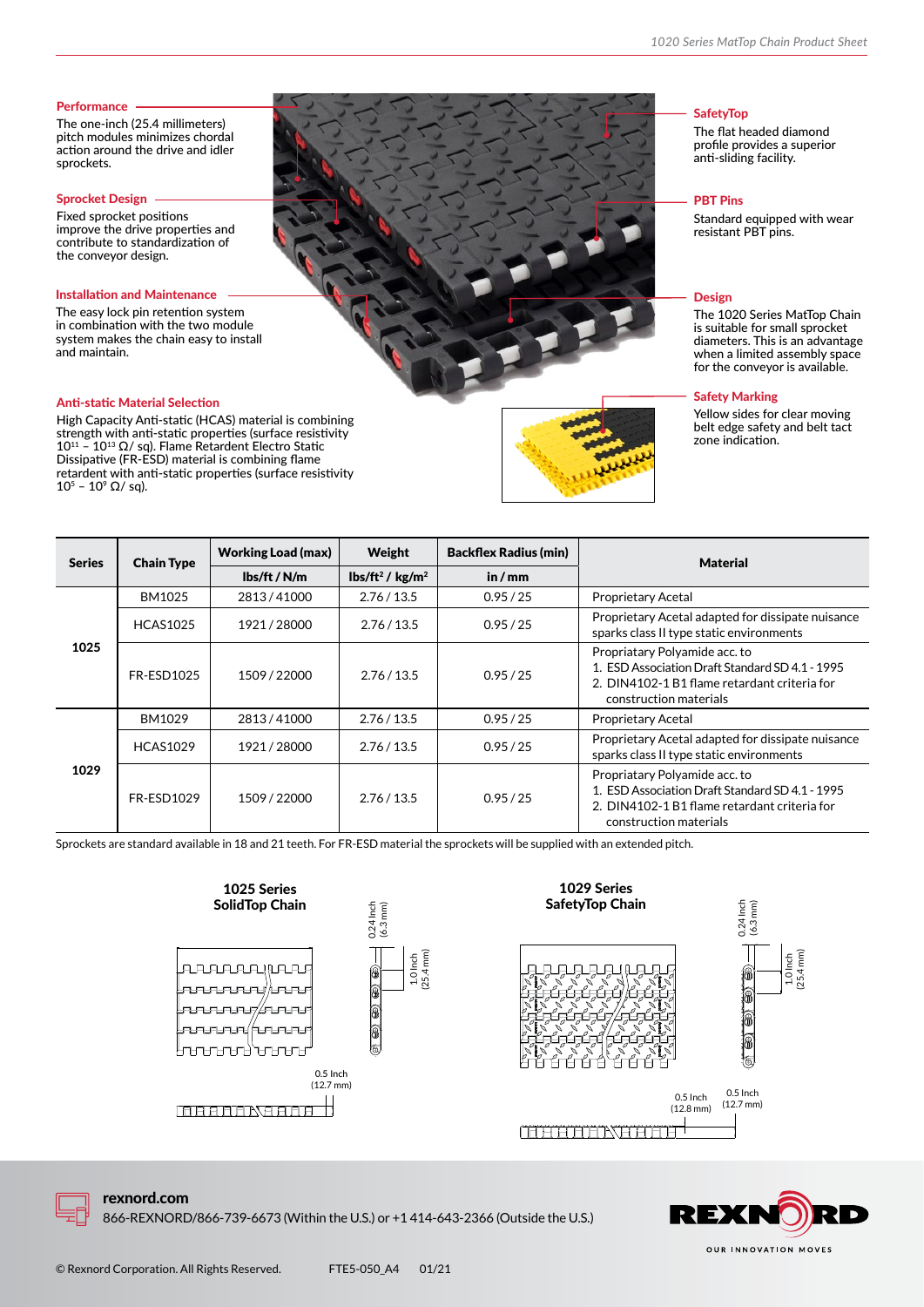## Performance

The one-inch (25.4 millimeters) pitch modules minimizes chordal action around the drive and idler sprockets.

## Sprocket Design

Fixed sprocket positions improve the drive properties and contribute to standardization of the conveyor design.

## Installation and Maintenance

The easy lock pin retention system in combination with the two module system makes the chain easy to install and maintain.

## Anti-static Material Selection

High Capacity Anti-static (HCAS) material is combining strength with anti-static properties (surface resistivity $10^{11}$ – $10^{13}$ Ω/ sq). Flame Retardent Electro Static Dissipative (FR-ESD) material is combining flame retardent with anti-static properties (surface resistivity $10^{5}$ – $10^{9}$ Ω/ sq).

## SafetyTop

The flat headed diamond profile provides a superior anti-sliding facility.

## PBT Pins

Standard equipped with wear resistant PBT pins.

## Design

The 1020 Series MatTop Chain is suitable for small sprocket diameters. This is an advantage when a limited assembly space for the conveyor is available.

## Safety Marking

Yellow sides for clear moving belt edge safety and belt tact zone indication.

| Series | Chain Type | Working Load (max) | Weight | Backflex Radius (min) | Material |
|---|---|---|---|---|---|
| | | lbs/ft / N/m | lbs/ft² / kg/m² | in / mm | |
| 1025 | BM1025 | 2813 / 41000 | 2.76 / 13.5 | 0.95 / 25 | Proprietary Acetal |
| | HCAS1025 | 1921 / 28000 | 2.76 / 13.5 | 0.95 / 25 | Proprietary Acetal adapted for dissipate nuisance sparks class II type static environments |
| | FR-ESD1025 | 1509 / 22000 | 2.76 / 13.5 | 0.95 / 25 | Propriatary Polyamide acc. to 1. ESD Association Draft Standard SD 4.1 - 1995 2. DIN4102-1 B1 flame retardant criteria for construction materials |
| 1029 | BM1029 | 2813 / 41000 | 2.76 / 13.5 | 0.95 / 25 | Proprietary Acetal |
| | HCAS1029 | 1921 / 28000 | 2.76 / 13.5 | 0.95 / 25 | Proprietary Acetal adapted for dissipate nuisance sparks class II type static environments |
| | FR-ESD1029 | 1509 / 22000 | 2.76 / 13.5 | 0.95 / 25 | Propriatary Polyamide acc. to 1. ESD Association Draft Standard SD 4.1 - 1995 2. DIN4102-1 B1 flame retardant criteria for construction materials |

Sprockets are standard available in 18 and 21 teeth. For FR-ESD material the sprockets will be supplied with an extended pitch.

### 1025 Series SolidTop Chain

0.24 Inch (6.3 mm)

1.0 Inch (25.4 mm)

0.5 Inch (12.7 mm)

### 1029 Series SafetyTop Chain

0.24 Inch (6.3 mm)

1.0 Inch (25.4 mm)

0.5 Inch (12.8 mm)

0.5 Inch (12.7 mm)

**rexnord.com**

866-REXNORD/866-739-6673 (Within the U.S.) or +1 414-643-2366 (Outside the U.S.)

REXNORD — OUR INNOVATION MOVES

© Rexnord Corporation. All Rights Reserved. FTE5-050_A4 01/21